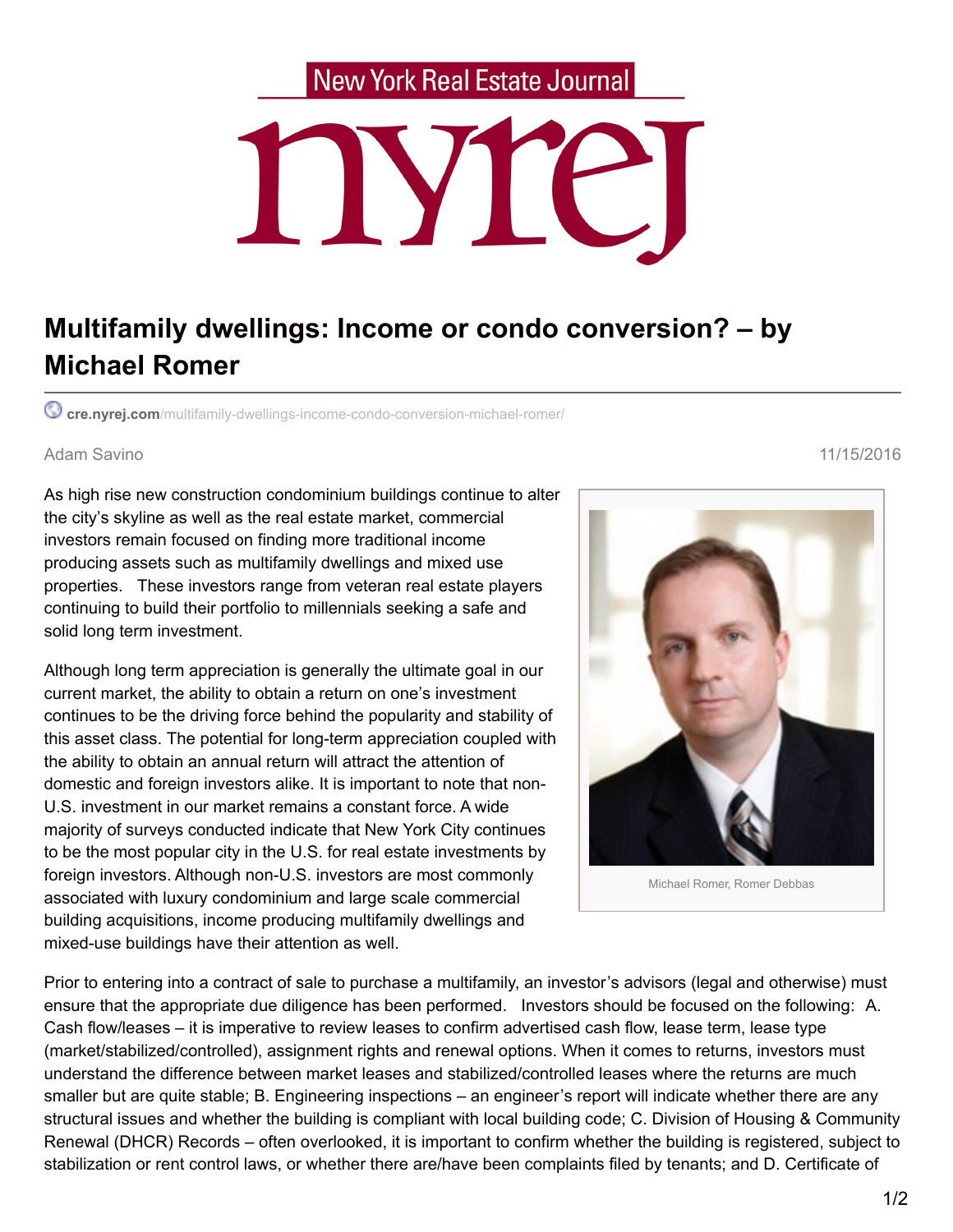New York Real Estate Journal

nyrej

# Multifamily dwellings: Income or condo conversion? – by Michael Romer

cre.nyrej.com/multifamily-dwellings-income-condo-conversion-michael-romer/

Adam Savino 11/15/2016

As high rise new construction condominium buildings continue to alter the city's skyline as well as the real estate market, commercial investors remain focused on finding more traditional income producing assets such as multifamily dwellings and mixed use properties. These investors range from veteran real estate players continuing to build their portfolio to millennials seeking a safe and solid long term investment.

Michael Romer, Romer Debbas

Although long term appreciation is generally the ultimate goal in our current market, the ability to obtain a return on one's investment continues to be the driving force behind the popularity and stability of this asset class. The potential for long-term appreciation coupled with the ability to obtain an annual return will attract the attention of domestic and foreign investors alike. It is important to note that non-U.S. investment in our market remains a constant force. A wide majority of surveys conducted indicate that New York City continues to be the most popular city in the U.S. for real estate investments by foreign investors. Although non-U.S. investors are most commonly associated with luxury condominium and large scale commercial building acquisitions, income producing multifamily dwellings and mixed-use buildings have their attention as well.

Prior to entering into a contract of sale to purchase a multifamily, an investor's advisors (legal and otherwise) must ensure that the appropriate due diligence has been performed. Investors should be focused on the following: A. Cash flow/leases – it is imperative to review leases to confirm advertised cash flow, lease term, lease type (market/stabilized/controlled), assignment rights and renewal options. When it comes to returns, investors must understand the difference between market leases and stabilized/controlled leases where the returns are much smaller but are quite stable; B. Engineering inspections – an engineer's report will indicate whether there are any structural issues and whether the building is compliant with local building code; C. Division of Housing & Community Renewal (DHCR) Records – often overlooked, it is important to confirm whether the building is registered, subject to stabilization or rent control laws, or whether there are/have been complaints filed by tenants; and D. Certificate of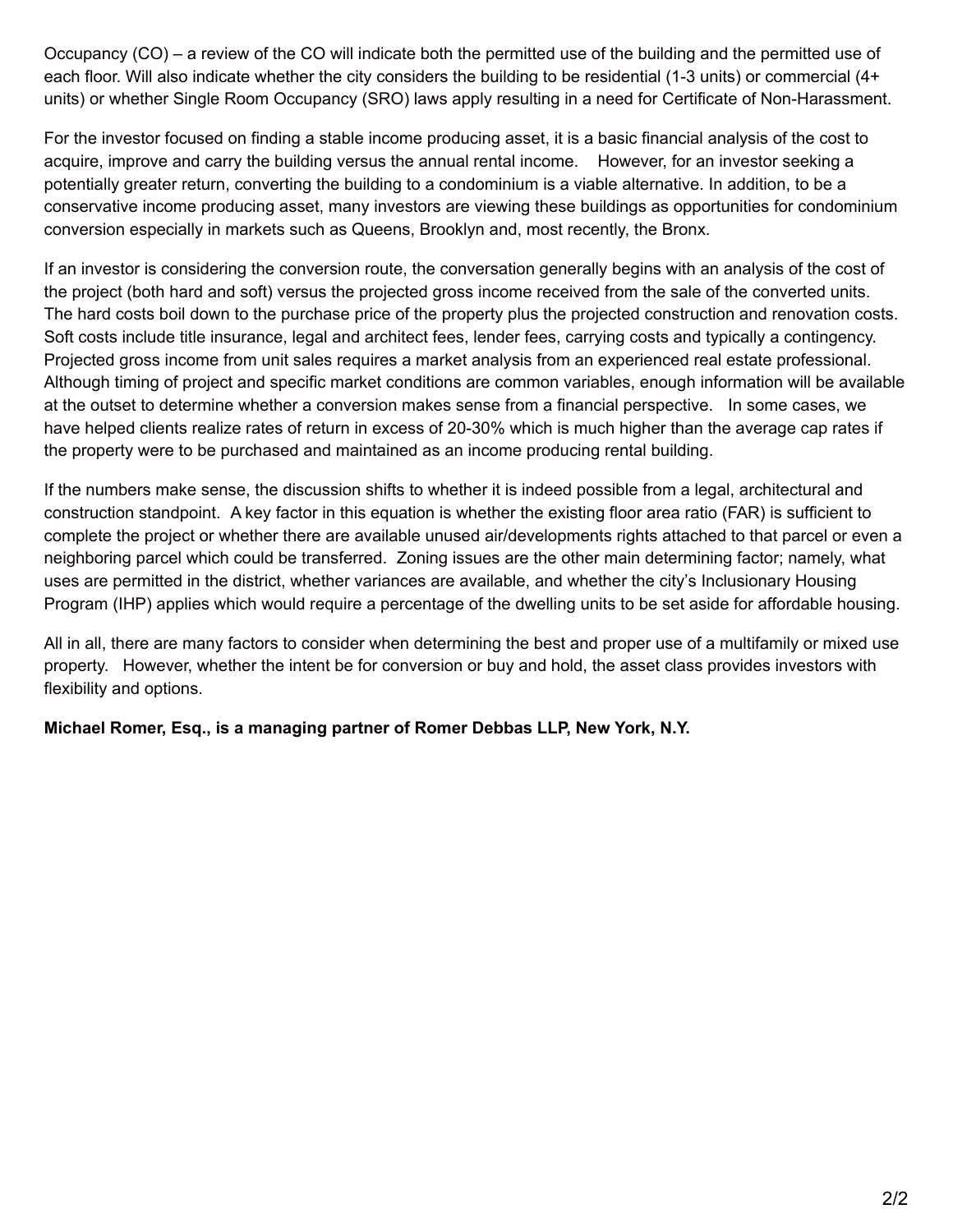Occupancy (CO) – a review of the CO will indicate both the permitted use of the building and the permitted use of each floor. Will also indicate whether the city considers the building to be residential (1-3 units) or commercial (4+ units) or whether Single Room Occupancy (SRO) laws apply resulting in a need for Certificate of Non-Harassment.

For the investor focused on finding a stable income producing asset, it is a basic financial analysis of the cost to acquire, improve and carry the building versus the annual rental income. However, for an investor seeking a potentially greater return, converting the building to a condominium is a viable alternative. In addition, to be a conservative income producing asset, many investors are viewing these buildings as opportunities for condominium conversion especially in markets such as Queens, Brooklyn and, most recently, the Bronx.

If an investor is considering the conversion route, the conversation generally begins with an analysis of the cost of the project (both hard and soft) versus the projected gross income received from the sale of the converted units. The hard costs boil down to the purchase price of the property plus the projected construction and renovation costs. Soft costs include title insurance, legal and architect fees, lender fees, carrying costs and typically a contingency. Projected gross income from unit sales requires a market analysis from an experienced real estate professional. Although timing of project and specific market conditions are common variables, enough information will be available at the outset to determine whether a conversion makes sense from a financial perspective. In some cases, we have helped clients realize rates of return in excess of 20-30% which is much higher than the average cap rates if the property were to be purchased and maintained as an income producing rental building.

If the numbers make sense, the discussion shifts to whether it is indeed possible from a legal, architectural and construction standpoint. A key factor in this equation is whether the existing floor area ratio (FAR) is sufficient to complete the project or whether there are available unused air/developments rights attached to that parcel or even a neighboring parcel which could be transferred. Zoning issues are the other main determining factor; namely, what uses are permitted in the district, whether variances are available, and whether the city's Inclusionary Housing Program (IHP) applies which would require a percentage of the dwelling units to be set aside for affordable housing.

All in all, there are many factors to consider when determining the best and proper use of a multifamily or mixed use property. However, whether the intent be for conversion or buy and hold, the asset class provides investors with flexibility and options.

**Michael Romer, Esq., is a managing partner of Romer Debbas LLP, New York, N.Y.**